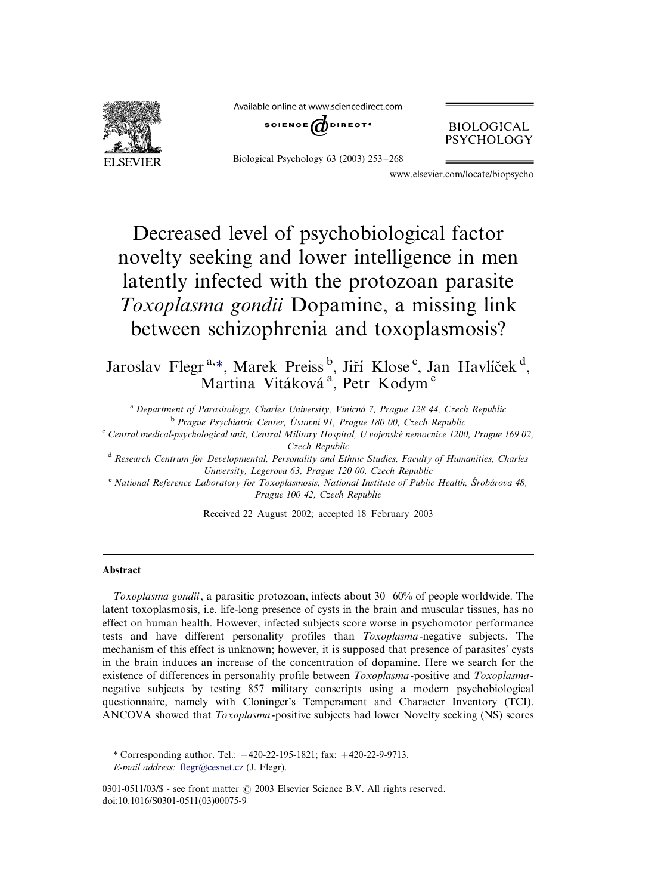# Decreased level of psychobiological factor novelty seeking and lower intelligence in men latently infected with the protozoan parasite *Toxoplasma gondii* Dopamine, a missing link between schizophrenia and toxoplasmosis?

Jaroslav Flegr [a,*], Marek Preiss [b], Jiří Klose [c], Jan Havlíček [d], Martina Vitáková [a], Petr Kodym [e]

[a] Department of Parasitology, Charles University, Vinicná 7, Prague 128 44, Czech Republic

[b] Prague Psychiatric Center, Ústavní 91, Prague 180 00, Czech Republic

[c] Central medical-psychological unit, Central Military Hospital, U vojenské nemocnice 1200, Prague 169 02, Czech Republic

[d] Research Centrum for Developmental, Personality and Ethnic Studies, Faculty of Humanities, Charles University, Legerova 63, Prague 120 00, Czech Republic

[e] National Reference Laboratory for Toxoplasmosis, National Institute of Public Health, Šrobárova 48, Prague 100 42, Czech Republic

Received 22 August 2002; accepted 18 February 2003

## Abstract

*Toxoplasma gondii*, a parasitic protozoan, infects about 30–60% of people worldwide. The latent toxoplasmosis, i.e. life-long presence of cysts in the brain and muscular tissues, has no effect on human health. However, infected subjects score worse in psychomotor performance tests and have different personality profiles than *Toxoplasma*-negative subjects. The mechanism of this effect is unknown; however, it is supposed that presence of parasites' cysts in the brain induces an increase of the concentration of dopamine. Here we search for the existence of differences in personality profile between *Toxoplasma*-positive and *Toxoplasma*-negative subjects by testing 857 military conscripts using a modern psychobiological questionnaire, namely with Cloninger's Temperament and Character Inventory (TCI). ANCOVA showed that *Toxoplasma*-positive subjects had lower Novelty seeking (NS) scores

\* Corresponding author. Tel.: +420-22-195-1821; fax: +420-22-9-9713.
*E-mail address:* flegr@cesnet.cz (J. Flegr).

0301-0511/03/$ - see front matter © 2003 Elsevier Science B.V. All rights reserved.
doi:10.1016/S0301-0511(03)00075-9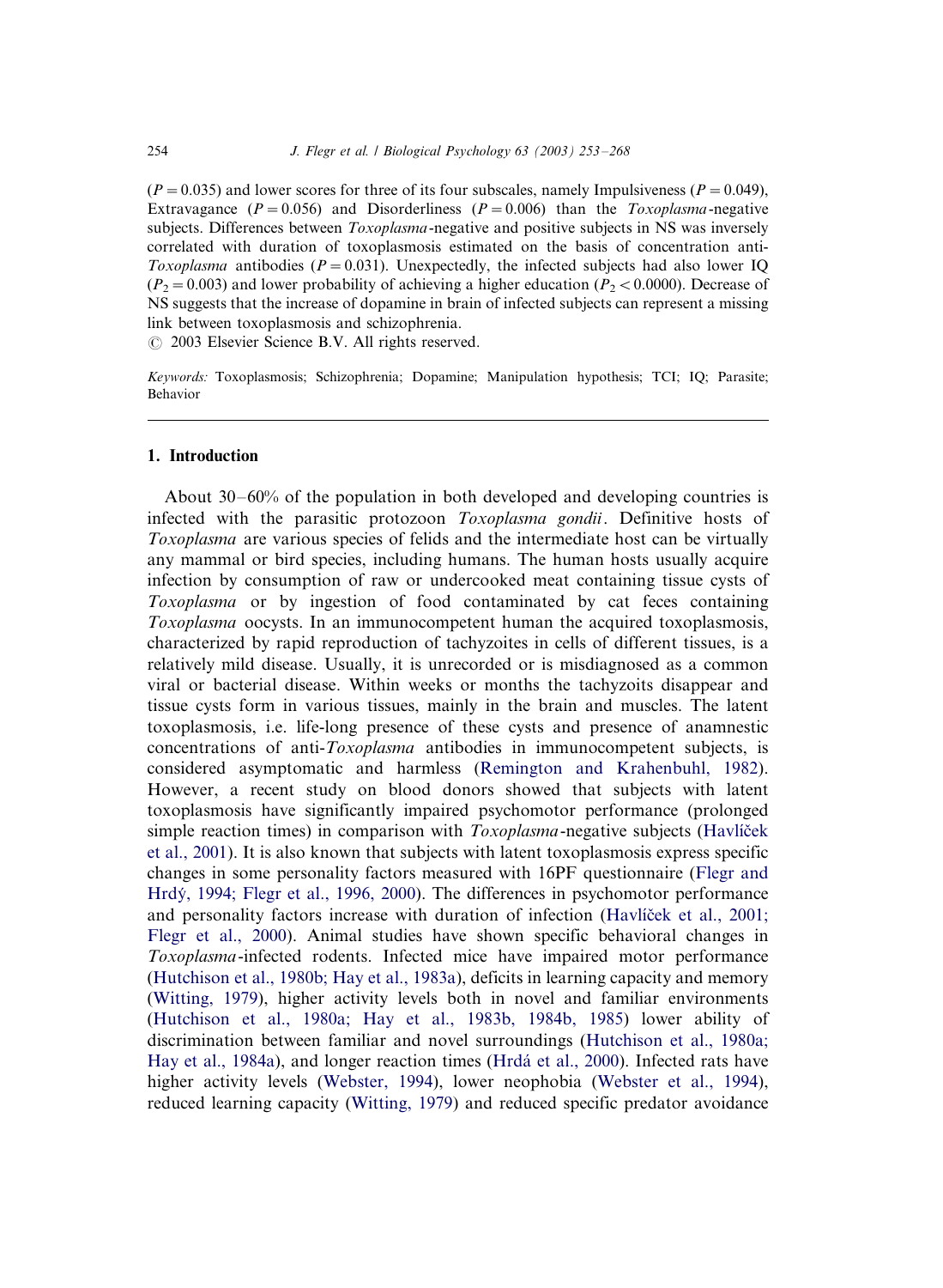($P = 0.035$) and lower scores for three of its four subscales, namely Impulsiveness ($P = 0.049$), Extravagance ($P = 0.056$) and Disorderliness ($P = 0.006$) than the *Toxoplasma*-negative subjects. Differences between *Toxoplasma*-negative and positive subjects in NS was inversely correlated with duration of toxoplasmosis estimated on the basis of concentration anti-*Toxoplasma* antibodies ($P = 0.031$). Unexpectedly, the infected subjects had also lower IQ ($P_2 = 0.003$) and lower probability of achieving a higher education ($P_2 < 0.0000$). Decrease of NS suggests that the increase of dopamine in brain of infected subjects can represent a missing link between toxoplasmosis and schizophrenia.

© 2003 Elsevier Science B.V. All rights reserved.

*Keywords:* Toxoplasmosis; Schizophrenia; Dopamine; Manipulation hypothesis; TCI; IQ; Parasite; Behavior

## 1. Introduction

About 30–60% of the population in both developed and developing countries is infected with the parasitic protozoon *Toxoplasma gondii*. Definitive hosts of *Toxoplasma* are various species of felids and the intermediate host can be virtually any mammal or bird species, including humans. The human hosts usually acquire infection by consumption of raw or undercooked meat containing tissue cysts of *Toxoplasma* or by ingestion of food contaminated by cat feces containing *Toxoplasma* oocysts. In an immunocompetent human the acquired toxoplasmosis, characterized by rapid reproduction of tachyzoites in cells of different tissues, is a relatively mild disease. Usually, it is unrecorded or is misdiagnosed as a common viral or bacterial disease. Within weeks or months the tachyzoits disappear and tissue cysts form in various tissues, mainly in the brain and muscles. The latent toxoplasmosis, i.e. life-long presence of these cysts and presence of anamnestic concentrations of anti-*Toxoplasma* antibodies in immunocompetent subjects, is considered asymptomatic and harmless (Remington and Krahenbuhl, 1982). However, a recent study on blood donors showed that subjects with latent toxoplasmosis have significantly impaired psychomotor performance (prolonged simple reaction times) in comparison with *Toxoplasma*-negative subjects (Havlíček et al., 2001). It is also known that subjects with latent toxoplasmosis express specific changes in some personality factors measured with 16PF questionnaire (Flegr and Hrdý, 1994; Flegr et al., 1996, 2000). The differences in psychomotor performance and personality factors increase with duration of infection (Havlíček et al., 2001; Flegr et al., 2000). Animal studies have shown specific behavioral changes in *Toxoplasma*-infected rodents. Infected mice have impaired motor performance (Hutchison et al., 1980b; Hay et al., 1983a), deficits in learning capacity and memory (Witting, 1979), higher activity levels both in novel and familiar environments (Hutchison et al., 1980a; Hay et al., 1983b, 1984b, 1985) lower ability of discrimination between familiar and novel surroundings (Hutchison et al., 1980a; Hay et al., 1984a), and longer reaction times (Hrdá et al., 2000). Infected rats have higher activity levels (Webster, 1994), lower neophobia (Webster et al., 1994), reduced learning capacity (Witting, 1979) and reduced specific predator avoidance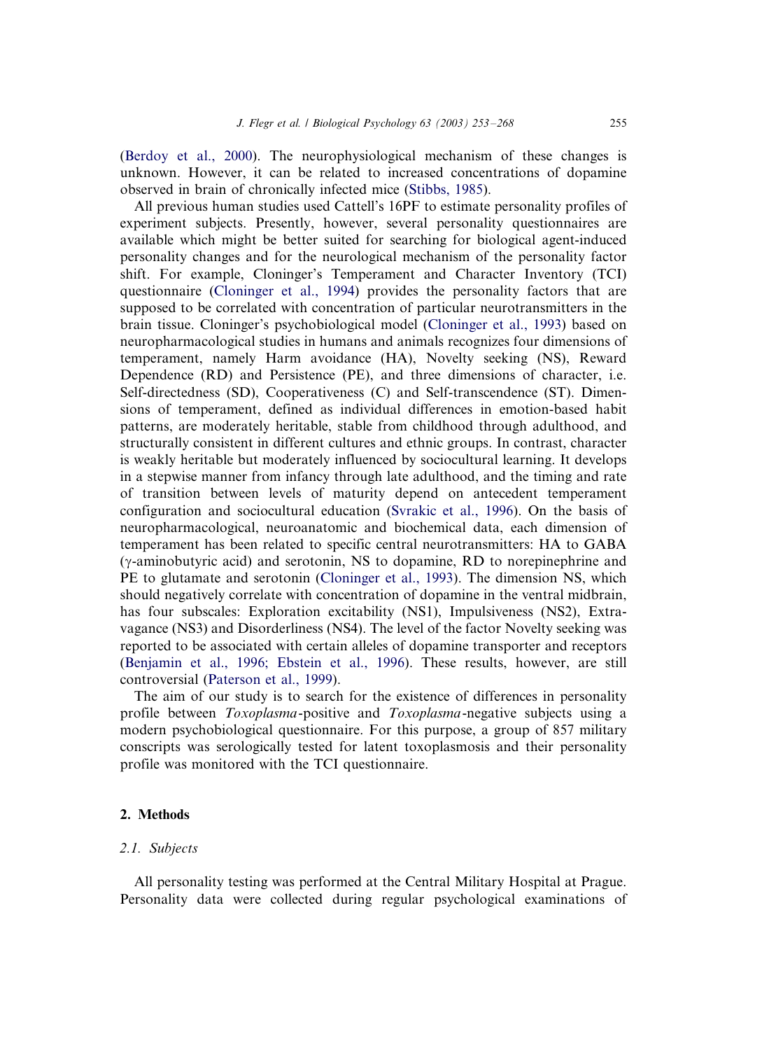(Berdoy et al., 2000). The neurophysiological mechanism of these changes is unknown. However, it can be related to increased concentrations of dopamine observed in brain of chronically infected mice (Stibbs, 1985).

All previous human studies used Cattell's 16PF to estimate personality profiles of experiment subjects. Presently, however, several personality questionnaires are available which might be better suited for searching for biological agent-induced personality changes and for the neurological mechanism of the personality factor shift. For example, Cloninger's Temperament and Character Inventory (TCI) questionnaire (Cloninger et al., 1994) provides the personality factors that are supposed to be correlated with concentration of particular neurotransmitters in the brain tissue. Cloninger's psychobiological model (Cloninger et al., 1993) based on neuropharmacological studies in humans and animals recognizes four dimensions of temperament, namely Harm avoidance (HA), Novelty seeking (NS), Reward Dependence (RD) and Persistence (PE), and three dimensions of character, i.e. Self-directedness (SD), Cooperativeness (C) and Self-transcendence (ST). Dimensions of temperament, defined as individual differences in emotion-based habit patterns, are moderately heritable, stable from childhood through adulthood, and structurally consistent in different cultures and ethnic groups. In contrast, character is weakly heritable but moderately influenced by sociocultural learning. It develops in a stepwise manner from infancy through late adulthood, and the timing and rate of transition between levels of maturity depend on antecedent temperament configuration and sociocultural education (Svrakic et al., 1996). On the basis of neuropharmacological, neuroanatomic and biochemical data, each dimension of temperament has been related to specific central neurotransmitters: HA to GABA ($\gamma$-aminobutyric acid) and serotonin, NS to dopamine, RD to norepinephrine and PE to glutamate and serotonin (Cloninger et al., 1993). The dimension NS, which should negatively correlate with concentration of dopamine in the ventral midbrain, has four subscales: Exploration excitability (NS1), Impulsiveness (NS2), Extravagance (NS3) and Disorderliness (NS4). The level of the factor Novelty seeking was reported to be associated with certain alleles of dopamine transporter and receptors (Benjamin et al., 1996; Ebstein et al., 1996). These results, however, are still controversial (Paterson et al., 1999).

The aim of our study is to search for the existence of differences in personality profile between *Toxoplasma*-positive and *Toxoplasma*-negative subjects using a modern psychobiological questionnaire. For this purpose, a group of 857 military conscripts was serologically tested for latent toxoplasmosis and their personality profile was monitored with the TCI questionnaire.

## 2. Methods

### 2.1. Subjects

All personality testing was performed at the Central Military Hospital at Prague. Personality data were collected during regular psychological examinations of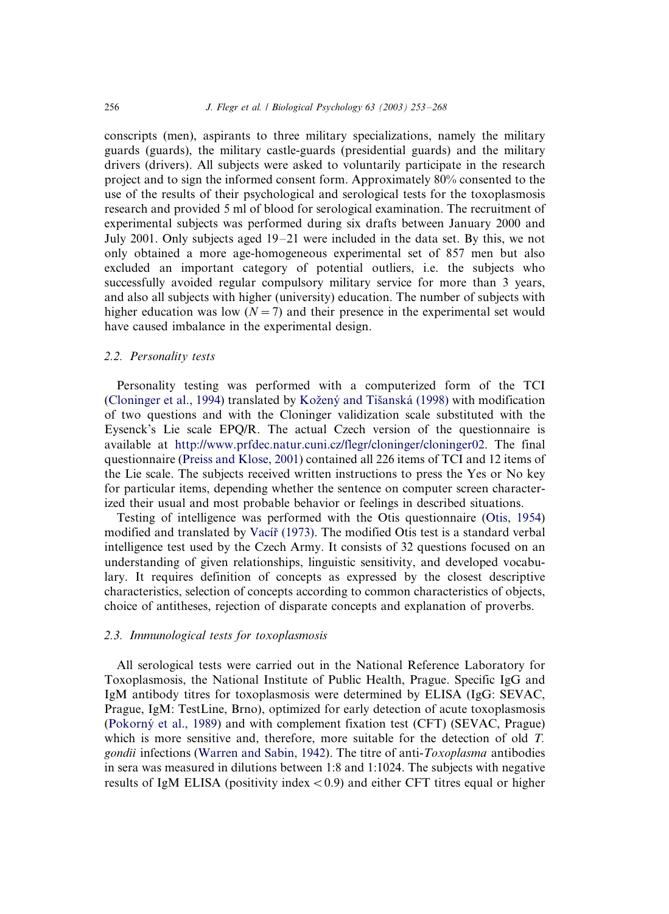conscripts (men), aspirants to three military specializations, namely the military guards (guards), the military castle-guards (presidential guards) and the military drivers (drivers). All subjects were asked to voluntarily participate in the research project and to sign the informed consent form. Approximately 80% consented to the use of the results of their psychological and serological tests for the toxoplasmosis research and provided 5 ml of blood for serological examination. The recruitment of experimental subjects was performed during six drafts between January 2000 and July 2001. Only subjects aged 19–21 were included in the data set. By this, we not only obtained a more age-homogeneous experimental set of 857 men but also excluded an important category of potential outliers, i.e. the subjects who successfully avoided regular compulsory military service for more than 3 years, and also all subjects with higher (university) education. The number of subjects with higher education was low ($N = 7$) and their presence in the experimental set would have caused imbalance in the experimental design.

### 2.2. Personality tests

Personality testing was performed with a computerized form of the TCI (Cloninger et al., 1994) translated by Kožený and Tišanská (1998) with modification of two questions and with the Cloninger validization scale substituted with the Eysenck's Lie scale EPQ/R. The actual Czech version of the questionnaire is available at http://www.prfdec.natur.cuni.cz/flegr/cloninger/cloninger02. The final questionnaire (Preiss and Klose, 2001) contained all 226 items of TCI and 12 items of the Lie scale. The subjects received written instructions to press the Yes or No key for particular items, depending whether the sentence on computer screen characterized their usual and most probable behavior or feelings in described situations.

Testing of intelligence was performed with the Otis questionnaire (Otis, 1954) modified and translated by Vacíř (1973). The modified Otis test is a standard verbal intelligence test used by the Czech Army. It consists of 32 questions focused on an understanding of given relationships, linguistic sensitivity, and developed vocabulary. It requires definition of concepts as expressed by the closest descriptive characteristics, selection of concepts according to common characteristics of objects, choice of antitheses, rejection of disparate concepts and explanation of proverbs.

### 2.3. Immunological tests for toxoplasmosis

All serological tests were carried out in the National Reference Laboratory for Toxoplasmosis, the National Institute of Public Health, Prague. Specific IgG and IgM antibody titres for toxoplasmosis were determined by ELISA (IgG: SEVAC, Prague, IgM: TestLine, Brno), optimized for early detection of acute toxoplasmosis (Pokorný et al., 1989) and with complement fixation test (CFT) (SEVAC, Prague) which is more sensitive and, therefore, more suitable for the detection of old *T. gondii* infections (Warren and Sabin, 1942). The titre of anti-*Toxoplasma* antibodies in sera was measured in dilutions between 1:8 and 1:1024. The subjects with negative results of IgM ELISA (positivity index $< 0.9$) and either CFT titres equal or higher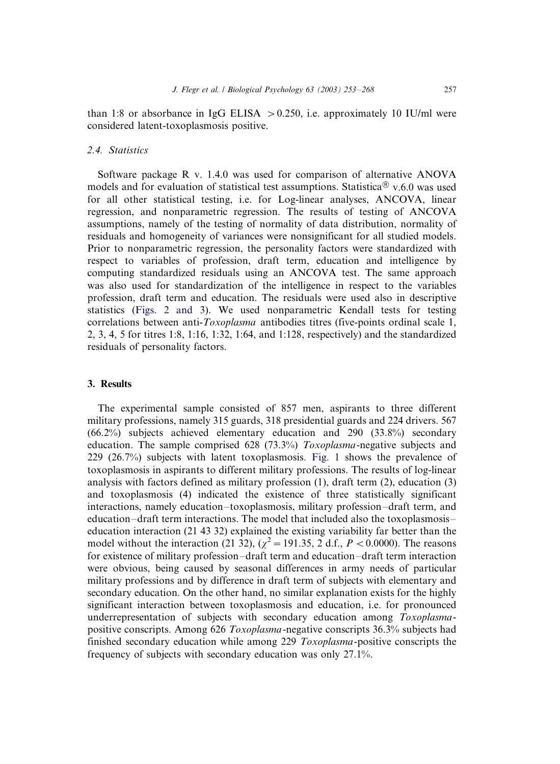than 1:8 or absorbance in IgG ELISA $> 0.250$, i.e. approximately 10 IU/ml were considered latent-toxoplasmosis positive.

### 2.4. Statistics

Software package R v. 1.4.0 was used for comparison of alternative ANOVA models and for evaluation of statistical test assumptions. Statistica® v.6.0 was used for all other statistical testing, i.e. for Log-linear analyses, ANCOVA, linear regression, and nonparametric regression. The results of testing of ANCOVA assumptions, namely of the testing of normality of data distribution, normality of residuals and homogeneity of variances were nonsignificant for all studied models. Prior to nonparametric regression, the personality factors were standardized with respect to variables of profession, draft term, education and intelligence by computing standardized residuals using an ANCOVA test. The same approach was also used for standardization of the intelligence in respect to the variables profession, draft term and education. The residuals were used also in descriptive statistics (Figs. 2 and 3). We used nonparametric Kendall tests for testing correlations between anti-*Toxoplasma* antibodies titres (five-points ordinal scale 1, 2, 3, 4, 5 for titres 1:8, 1:16, 1:32, 1:64, and 1:128, respectively) and the standardized residuals of personality factors.

## 3. Results

The experimental sample consisted of 857 men, aspirants to three different military professions, namely 315 guards, 318 presidential guards and 224 drivers. 567 (66.2%) subjects achieved elementary education and 290 (33.8%) secondary education. The sample comprised 628 (73.3%) *Toxoplasma*-negative subjects and 229 (26.7%) subjects with latent toxoplasmosis. Fig. 1 shows the prevalence of toxoplasmosis in aspirants to different military professions. The results of log-linear analysis with factors defined as military profession (1), draft term (2), education (3) and toxoplasmosis (4) indicated the existence of three statistically significant interactions, namely education–toxoplasmosis, military profession–draft term, and education–draft term interactions. The model that included also the toxoplasmosis–education interaction (21 43 32) explained the existing variability far better than the model without the interaction (21 32), ($\chi^2 = 191.35$, 2 d.f., $P < 0.0000$). The reasons for existence of military profession–draft term and education–draft term interaction were obvious, being caused by seasonal differences in army needs of particular military professions and by difference in draft term of subjects with elementary and secondary education. On the other hand, no similar explanation exists for the highly significant interaction between toxoplasmosis and education, i.e. for pronounced underrepresentation of subjects with secondary education among *Toxoplasma*-positive conscripts. Among 626 *Toxoplasma*-negative conscripts 36.3% subjects had finished secondary education while among 229 *Toxoplasma*-positive conscripts the frequency of subjects with secondary education was only 27.1%.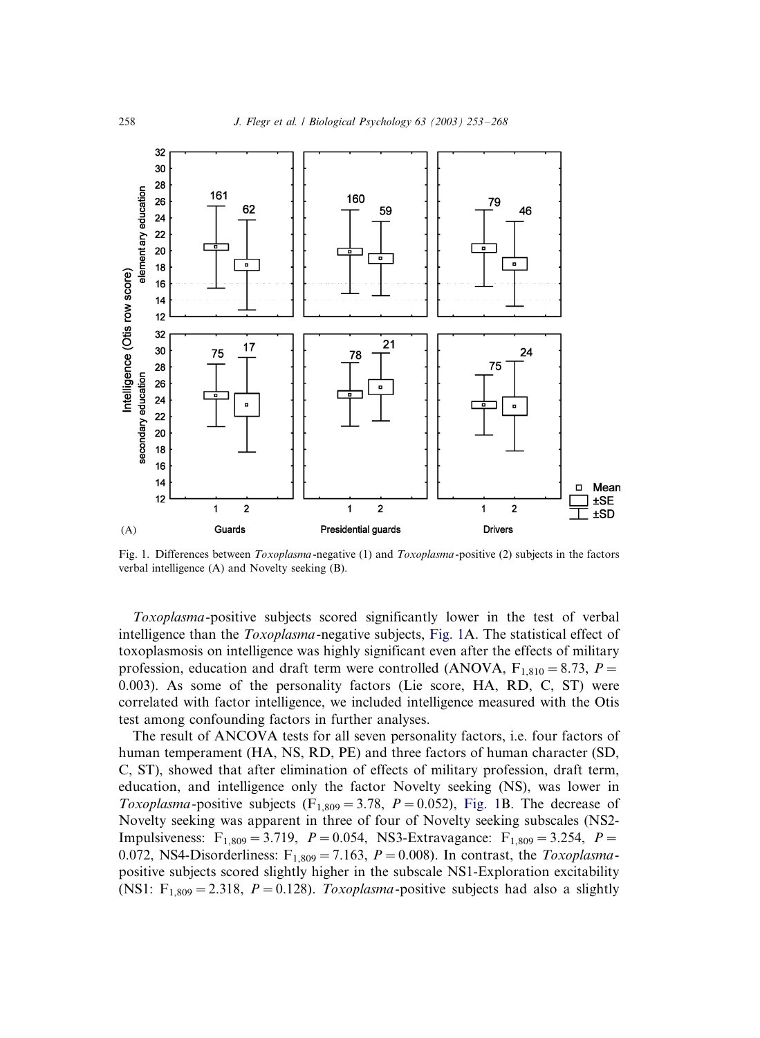Fig. 1. Differences between *Toxoplasma*-negative (1) and *Toxoplasma*-positive (2) subjects in the factors verbal intelligence (A) and Novelty seeking (B).

*Toxoplasma*-positive subjects scored significantly lower in the test of verbal intelligence than the *Toxoplasma*-negative subjects, Fig. 1A. The statistical effect of toxoplasmosis on intelligence was highly significant even after the effects of military profession, education and draft term were controlled (ANOVA, $F_{1,810} = 8.73$, $P = 0.003$). As some of the personality factors (Lie score, HA, RD, C, ST) were correlated with factor intelligence, we included intelligence measured with the Otis test among confounding factors in further analyses.

The result of ANCOVA tests for all seven personality factors, i.e. four factors of human temperament (HA, NS, RD, PE) and three factors of human character (SD, C, ST), showed that after elimination of effects of military profession, draft term, education, and intelligence only the factor Novelty seeking (NS), was lower in *Toxoplasma*-positive subjects ($F_{1,809} = 3.78$, $P = 0.052$), Fig. 1B. The decrease of Novelty seeking was apparent in three of four of Novelty seeking subscales (NS2-Impulsiveness: $F_{1,809} = 3.719$, $P = 0.054$, NS3-Extravagance: $F_{1,809} = 3.254$, $P = 0.072$, NS4-Disorderliness: $F_{1,809} = 7.163$, $P = 0.008$). In contrast, the *Toxoplasma*-positive subjects scored slightly higher in the subscale NS1-Exploration excitability (NS1: $F_{1,809} = 2.318$, $P = 0.128$). *Toxoplasma*-positive subjects had also a slightly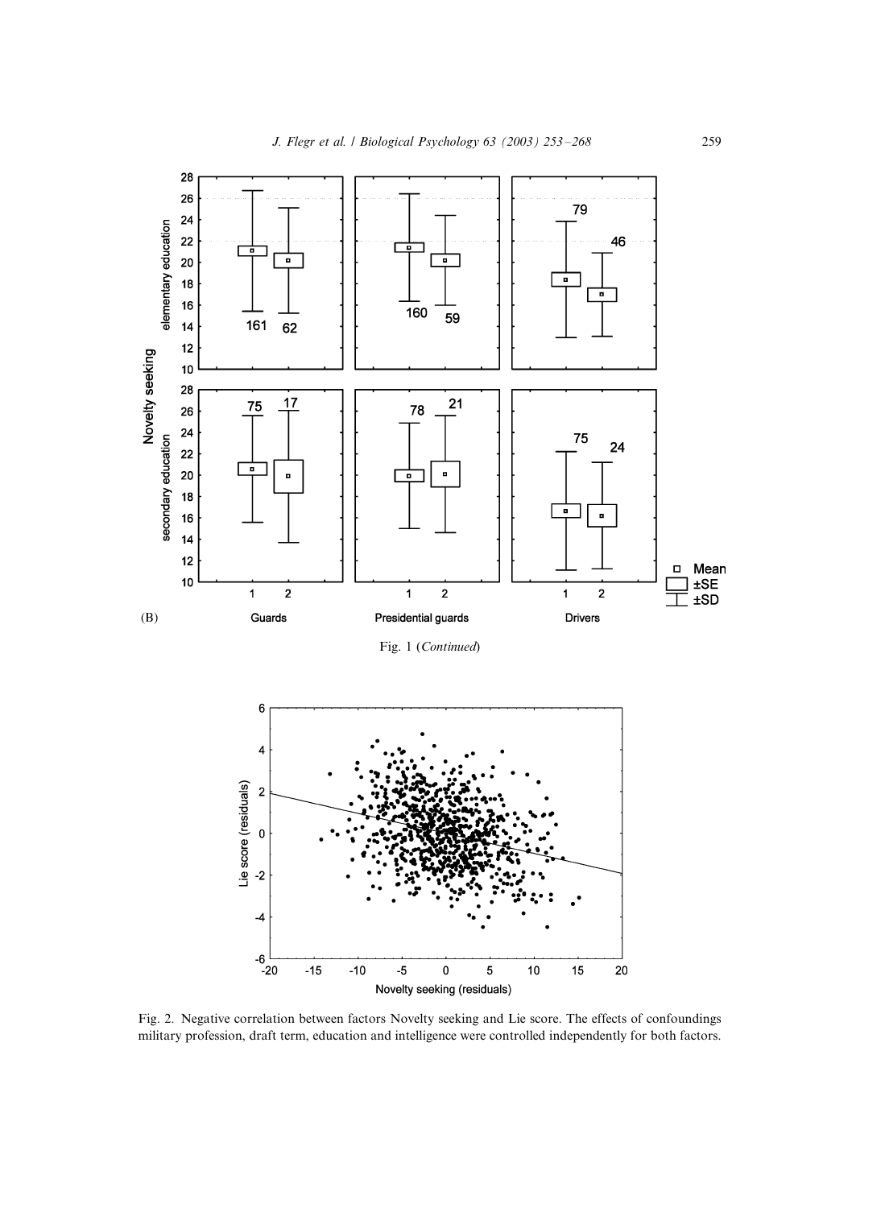(B)

Fig. 1 (*Continued*)

Fig. 2. Negative correlation between factors Novelty seeking and Lie score. The effects of confoundings military profession, draft term, education and intelligence were controlled independently for both factors.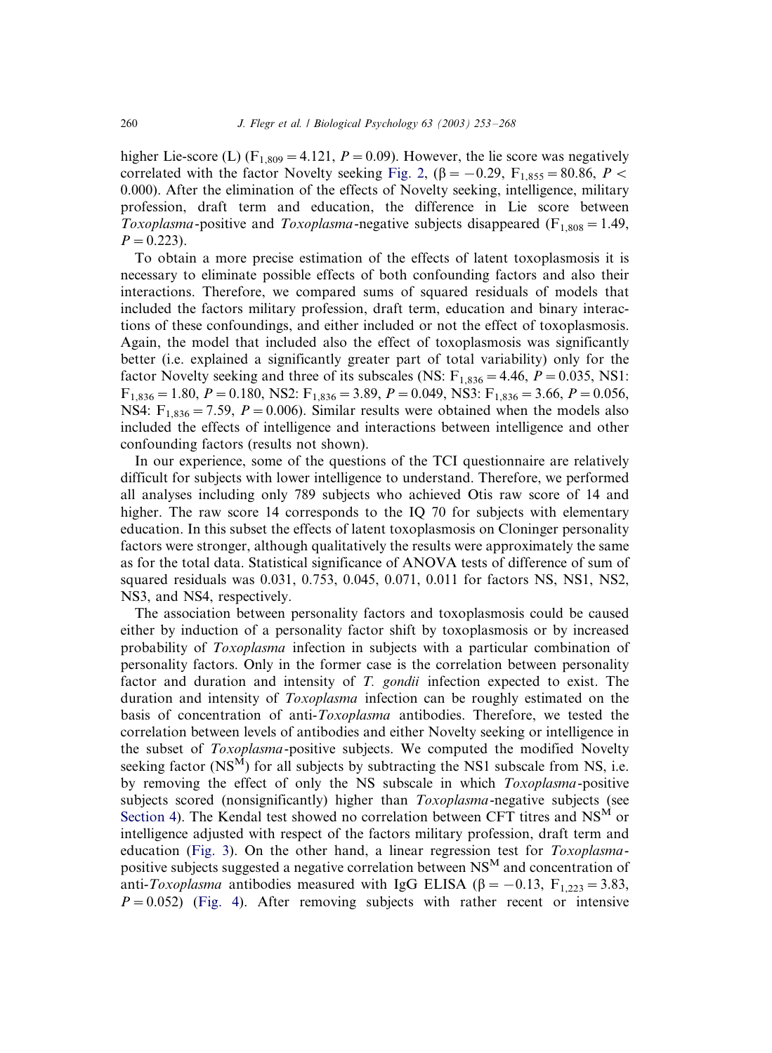higher Lie-score (L) ($F_{1,809} = 4.121$, $P = 0.09$). However, the lie score was negatively correlated with the factor Novelty seeking Fig. 2, ($\beta = -0.29$, $F_{1,855} = 80.86$, $P < 0.000$). After the elimination of the effects of Novelty seeking, intelligence, military profession, draft term and education, the difference in Lie score between *Toxoplasma*-positive and *Toxoplasma*-negative subjects disappeared ($F_{1,808} = 1.49$, $P = 0.223$).

To obtain a more precise estimation of the effects of latent toxoplasmosis it is necessary to eliminate possible effects of both confounding factors and also their interactions. Therefore, we compared sums of squared residuals of models that included the factors military profession, draft term, education and binary interactions of these confoundings, and either included or not the effect of toxoplasmosis. Again, the model that included also the effect of toxoplasmosis was significantly better (i.e. explained a significantly greater part of total variability) only for the factor Novelty seeking and three of its subscales (NS: $F_{1,836} = 4.46$, $P = 0.035$, NS1: $F_{1,836} = 1.80$, $P = 0.180$, NS2: $F_{1,836} = 3.89$, $P = 0.049$, NS3: $F_{1,836} = 3.66$, $P = 0.056$, NS4: $F_{1,836} = 7.59$, $P = 0.006$). Similar results were obtained when the models also included the effects of intelligence and interactions between intelligence and other confounding factors (results not shown).

In our experience, some of the questions of the TCI questionnaire are relatively difficult for subjects with lower intelligence to understand. Therefore, we performed all analyses including only 789 subjects who achieved Otis raw score of 14 and higher. The raw score 14 corresponds to the IQ 70 for subjects with elementary education. In this subset the effects of latent toxoplasmosis on Cloninger personality factors were stronger, although qualitatively the results were approximately the same as for the total data. Statistical significance of ANOVA tests of difference of sum of squared residuals was 0.031, 0.753, 0.045, 0.071, 0.011 for factors NS, NS1, NS2, NS3, and NS4, respectively.

The association between personality factors and toxoplasmosis could be caused either by induction of a personality factor shift by toxoplasmosis or by increased probability of *Toxoplasma* infection in subjects with a particular combination of personality factors. Only in the former case is the correlation between personality factor and duration and intensity of *T. gondii* infection expected to exist. The duration and intensity of *Toxoplasma* infection can be roughly estimated on the basis of concentration of anti-*Toxoplasma* antibodies. Therefore, we tested the correlation between levels of antibodies and either Novelty seeking or intelligence in the subset of *Toxoplasma*-positive subjects. We computed the modified Novelty seeking factor ($NS^M$) for all subjects by subtracting the NS1 subscale from NS, i.e. by removing the effect of only the NS subscale in which *Toxoplasma*-positive subjects scored (nonsignificantly) higher than *Toxoplasma*-negative subjects (see Section 4). The Kendal test showed no correlation between CFT titres and $NS^M$ or intelligence adjusted with respect of the factors military profession, draft term and education (Fig. 3). On the other hand, a linear regression test for *Toxoplasma*-positive subjects suggested a negative correlation between $NS^M$ and concentration of anti-*Toxoplasma* antibodies measured with IgG ELISA ($\beta = -0.13$, $F_{1,223} = 3.83$, $P = 0.052$) (Fig. 4). After removing subjects with rather recent or intensive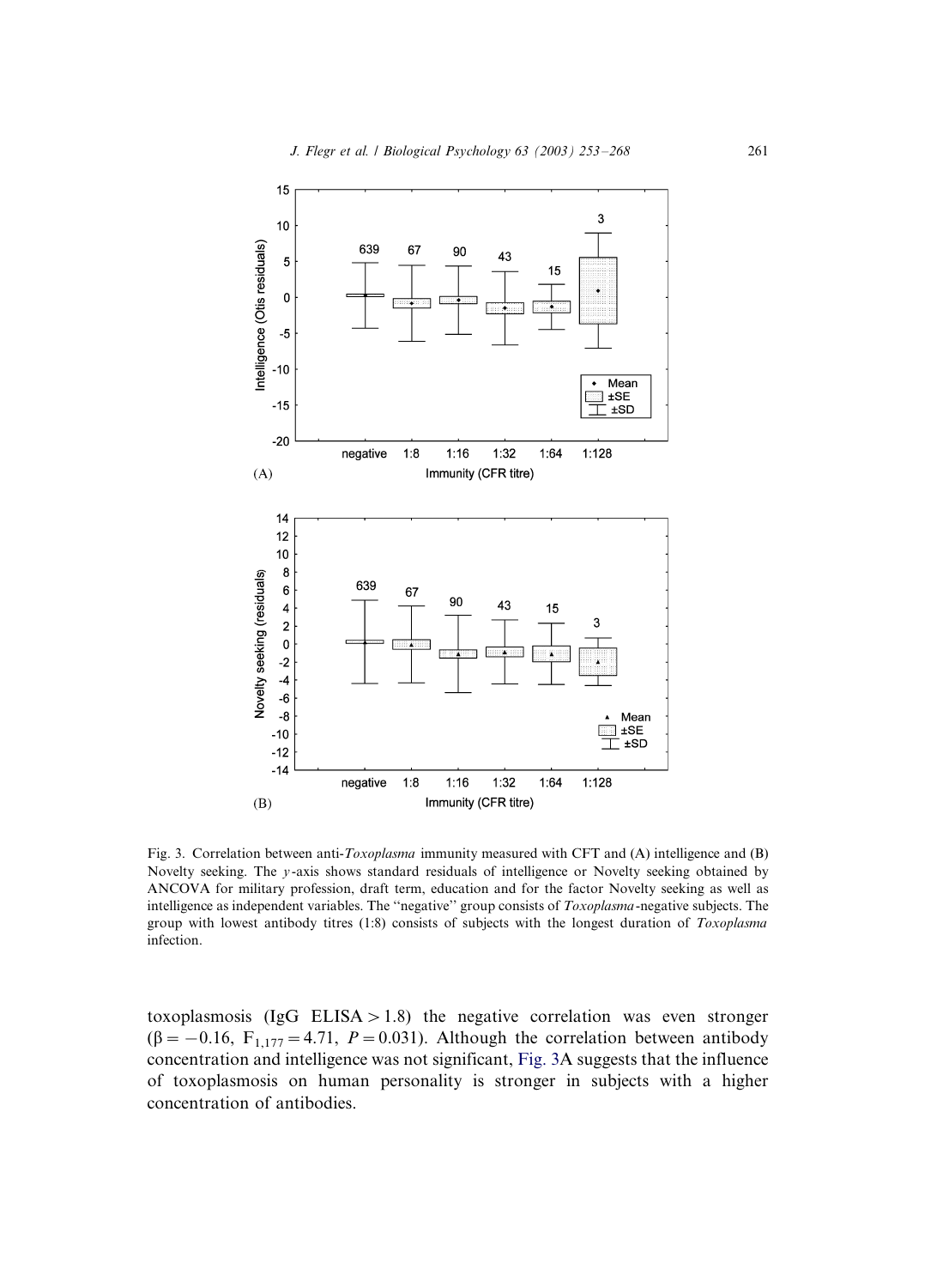Fig. 3. Correlation between anti-*Toxoplasma* immunity measured with CFT and (A) intelligence and (B) Novelty seeking. The *y*-axis shows standard residuals of intelligence or Novelty seeking obtained by ANCOVA for military profession, draft term, education and for the factor Novelty seeking as well as intelligence as independent variables. The ''negative'' group consists of *Toxoplasma*-negative subjects. The group with lowest antibody titres (1:8) consists of subjects with the longest duration of *Toxoplasma* infection.

toxoplasmosis (IgG ELISA > 1.8) the negative correlation was even stronger ($\beta = -0.16$, $F_{1,177} = 4.71$, $P = 0.031$). Although the correlation between antibody concentration and intelligence was not significant, Fig. 3A suggests that the influence of toxoplasmosis on human personality is stronger in subjects with a higher concentration of antibodies.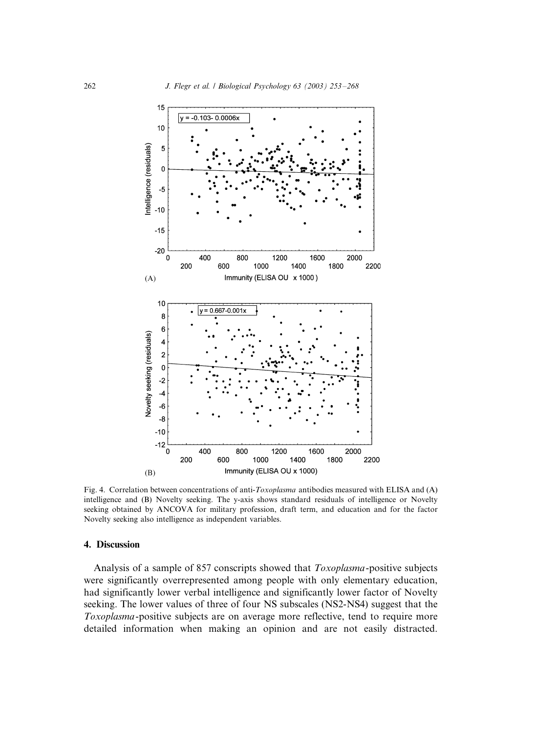Fig. 4. Correlation between concentrations of anti-*Toxoplasma* antibodies measured with ELISA and (A) intelligence and (B) Novelty seeking. The y-axis shows standard residuals of intelligence or Novelty seeking obtained by ANCOVA for military profession, draft term, and education and for the factor Novelty seeking also intelligence as independent variables.

## 4. Discussion

Analysis of a sample of 857 conscripts showed that *Toxoplasma*-positive subjects were significantly overrepresented among people with only elementary education, had significantly lower verbal intelligence and significantly lower factor of Novelty seeking. The lower values of three of four NS subscales (NS2-NS4) suggest that the *Toxoplasma*-positive subjects are on average more reflective, tend to require more detailed information when making an opinion and are not easily distracted.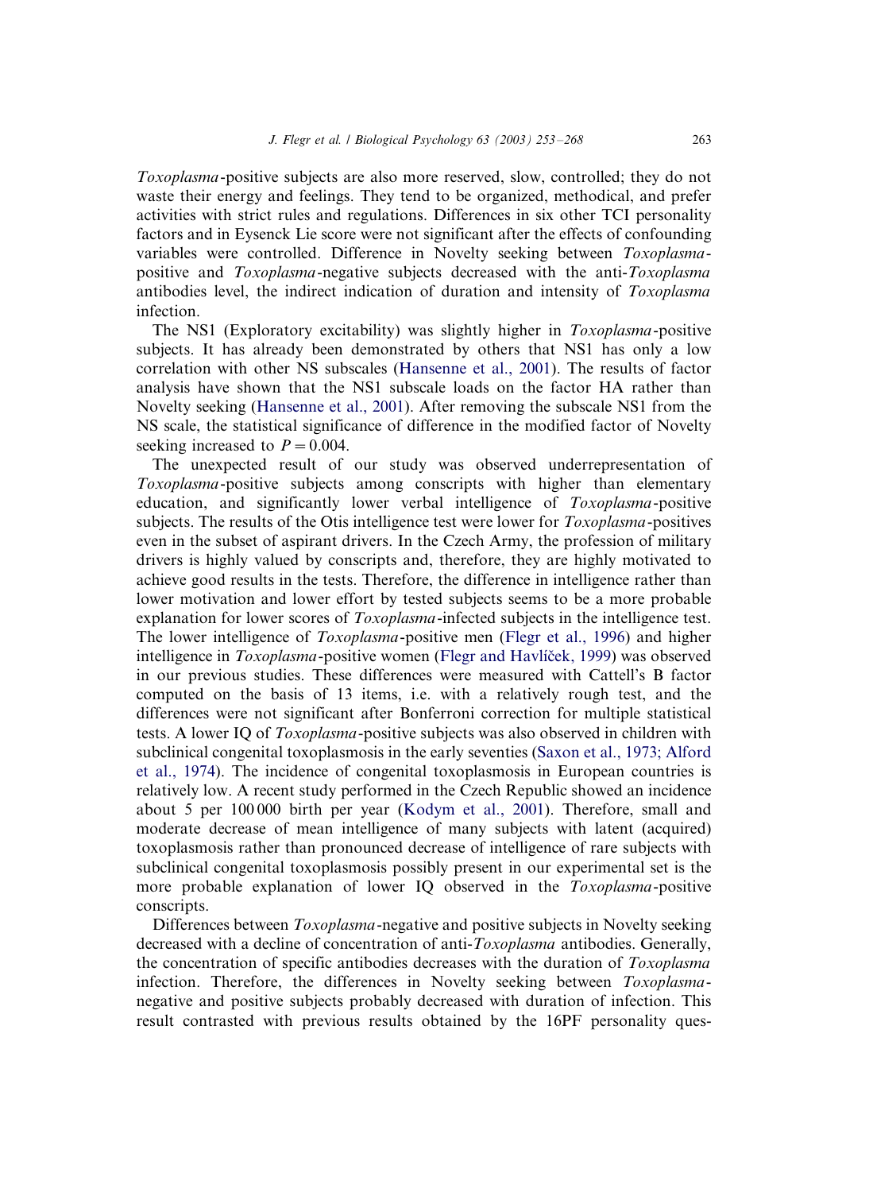*Toxoplasma*-positive subjects are also more reserved, slow, controlled; they do not waste their energy and feelings. They tend to be organized, methodical, and prefer activities with strict rules and regulations. Differences in six other TCI personality factors and in Eysenck Lie score were not significant after the effects of confounding variables were controlled. Difference in Novelty seeking between *Toxoplasma*-positive and *Toxoplasma*-negative subjects decreased with the anti-*Toxoplasma* antibodies level, the indirect indication of duration and intensity of *Toxoplasma* infection.

The NS1 (Exploratory excitability) was slightly higher in *Toxoplasma*-positive subjects. It has already been demonstrated by others that NS1 has only a low correlation with other NS subscales (Hansenne et al., 2001). The results of factor analysis have shown that the NS1 subscale loads on the factor HA rather than Novelty seeking (Hansenne et al., 2001). After removing the subscale NS1 from the NS scale, the statistical significance of difference in the modified factor of Novelty seeking increased to $P = 0.004$.

The unexpected result of our study was observed underrepresentation of *Toxoplasma*-positive subjects among conscripts with higher than elementary education, and significantly lower verbal intelligence of *Toxoplasma*-positive subjects. The results of the Otis intelligence test were lower for *Toxoplasma*-positives even in the subset of aspirant drivers. In the Czech Army, the profession of military drivers is highly valued by conscripts and, therefore, they are highly motivated to achieve good results in the tests. Therefore, the difference in intelligence rather than lower motivation and lower effort by tested subjects seems to be a more probable explanation for lower scores of *Toxoplasma*-infected subjects in the intelligence test. The lower intelligence of *Toxoplasma*-positive men (Flegr et al., 1996) and higher intelligence in *Toxoplasma*-positive women (Flegr and Havlíček, 1999) was observed in our previous studies. These differences were measured with Cattell's B factor computed on the basis of 13 items, i.e. with a relatively rough test, and the differences were not significant after Bonferroni correction for multiple statistical tests. A lower IQ of *Toxoplasma*-positive subjects was also observed in children with subclinical congenital toxoplasmosis in the early seventies (Saxon et al., 1973; Alford et al., 1974). The incidence of congenital toxoplasmosis in European countries is relatively low. A recent study performed in the Czech Republic showed an incidence about 5 per 100 000 birth per year (Kodym et al., 2001). Therefore, small and moderate decrease of mean intelligence of many subjects with latent (acquired) toxoplasmosis rather than pronounced decrease of intelligence of rare subjects with subclinical congenital toxoplasmosis possibly present in our experimental set is the more probable explanation of lower IQ observed in the *Toxoplasma*-positive conscripts.

Differences between *Toxoplasma*-negative and positive subjects in Novelty seeking decreased with a decline of concentration of anti-*Toxoplasma* antibodies. Generally, the concentration of specific antibodies decreases with the duration of *Toxoplasma* infection. Therefore, the differences in Novelty seeking between *Toxoplasma*-negative and positive subjects probably decreased with duration of infection. This result contrasted with previous results obtained by the 16PF personality ques-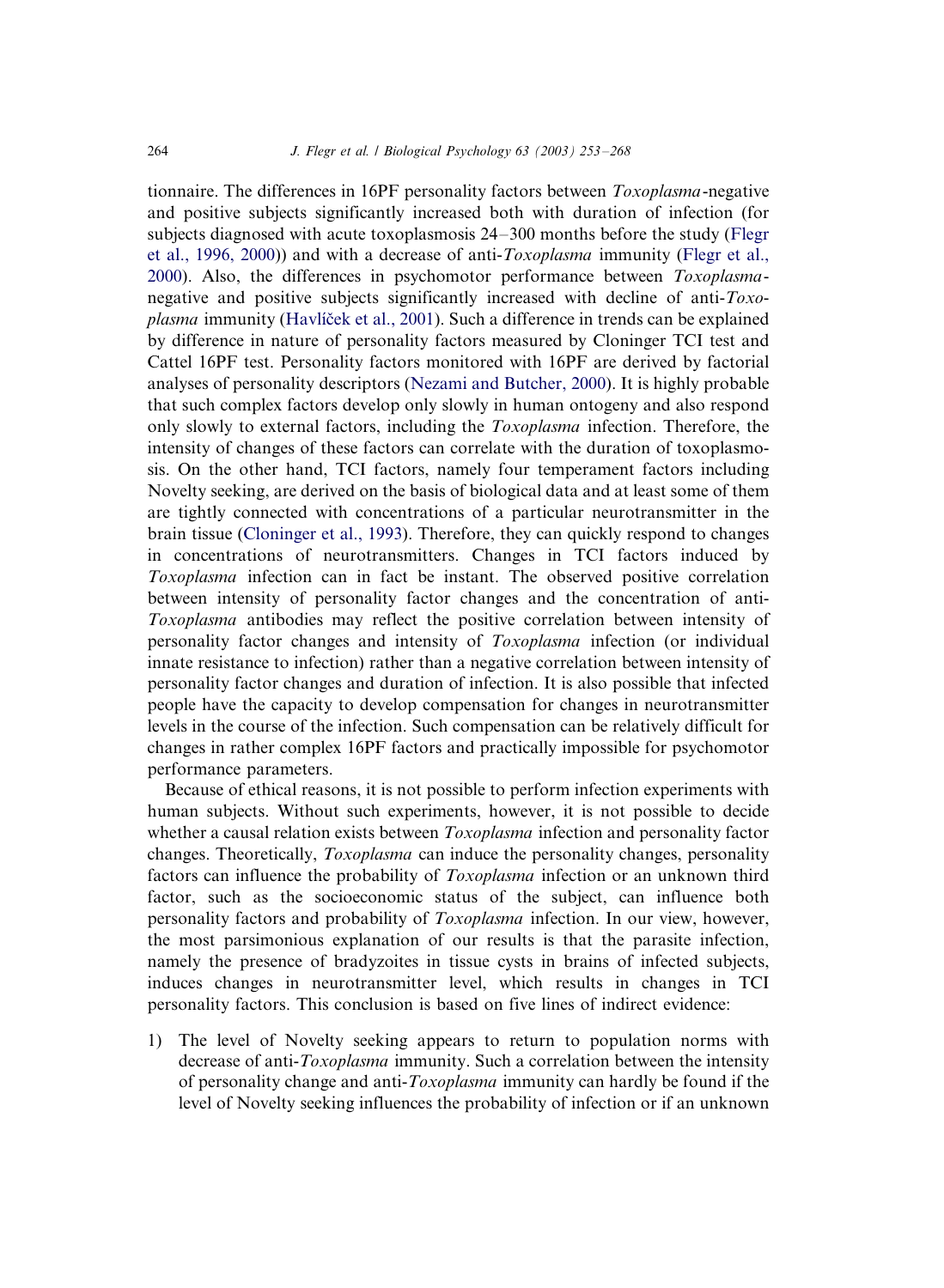tionnaire. The differences in 16PF personality factors between *Toxoplasma*-negative and positive subjects significantly increased both with duration of infection (for subjects diagnosed with acute toxoplasmosis 24–300 months before the study (Flegr et al., 1996, 2000)) and with a decrease of anti-*Toxoplasma* immunity (Flegr et al., 2000). Also, the differences in psychomotor performance between *Toxoplasma*-negative and positive subjects significantly increased with decline of anti-*Toxoplasma* immunity (Havlíček et al., 2001). Such a difference in trends can be explained by difference in nature of personality factors measured by Cloninger TCI test and Cattel 16PF test. Personality factors monitored with 16PF are derived by factorial analyses of personality descriptors (Nezami and Butcher, 2000). It is highly probable that such complex factors develop only slowly in human ontogeny and also respond only slowly to external factors, including the *Toxoplasma* infection. Therefore, the intensity of changes of these factors can correlate with the duration of toxoplasmosis. On the other hand, TCI factors, namely four temperament factors including Novelty seeking, are derived on the basis of biological data and at least some of them are tightly connected with concentrations of a particular neurotransmitter in the brain tissue (Cloninger et al., 1993). Therefore, they can quickly respond to changes in concentrations of neurotransmitters. Changes in TCI factors induced by *Toxoplasma* infection can in fact be instant. The observed positive correlation between intensity of personality factor changes and the concentration of anti-*Toxoplasma* antibodies may reflect the positive correlation between intensity of personality factor changes and intensity of *Toxoplasma* infection (or individual innate resistance to infection) rather than a negative correlation between intensity of personality factor changes and duration of infection. It is also possible that infected people have the capacity to develop compensation for changes in neurotransmitter levels in the course of the infection. Such compensation can be relatively difficult for changes in rather complex 16PF factors and practically impossible for psychomotor performance parameters.

Because of ethical reasons, it is not possible to perform infection experiments with human subjects. Without such experiments, however, it is not possible to decide whether a causal relation exists between *Toxoplasma* infection and personality factor changes. Theoretically, *Toxoplasma* can induce the personality changes, personality factors can influence the probability of *Toxoplasma* infection or an unknown third factor, such as the socioeconomic status of the subject, can influence both personality factors and probability of *Toxoplasma* infection. In our view, however, the most parsimonious explanation of our results is that the parasite infection, namely the presence of bradyzoites in tissue cysts in brains of infected subjects, induces changes in neurotransmitter level, which results in changes in TCI personality factors. This conclusion is based on five lines of indirect evidence:

1) The level of Novelty seeking appears to return to population norms with decrease of anti-*Toxoplasma* immunity. Such a correlation between the intensity of personality change and anti-*Toxoplasma* immunity can hardly be found if the level of Novelty seeking influences the probability of infection or if an unknown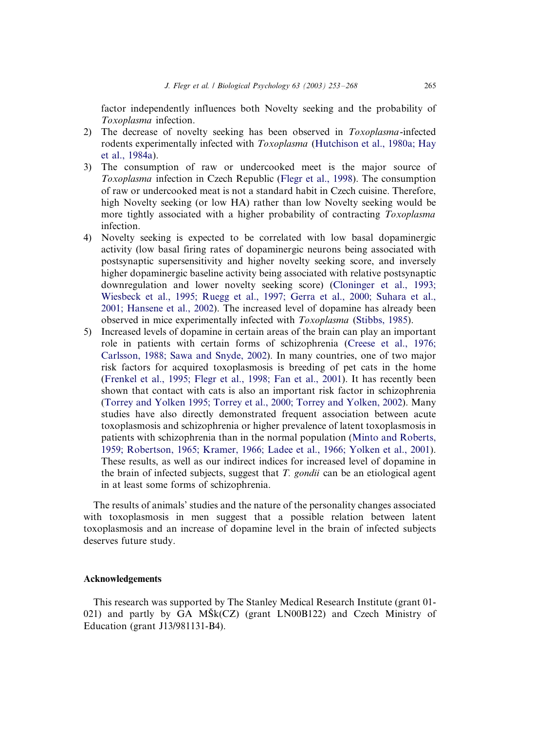factor independently influences both Novelty seeking and the probability of *Toxoplasma* infection.

2) The decrease of novelty seeking has been observed in *Toxoplasma*-infected rodents experimentally infected with *Toxoplasma* (Hutchison et al., 1980a; Hay et al., 1984a).
3) The consumption of raw or undercooked meet is the major source of *Toxoplasma* infection in Czech Republic (Flegr et al., 1998). The consumption of raw or undercooked meat is not a standard habit in Czech cuisine. Therefore, high Novelty seeking (or low HA) rather than low Novelty seeking would be more tightly associated with a higher probability of contracting *Toxoplasma* infection.
4) Novelty seeking is expected to be correlated with low basal dopaminergic activity (low basal firing rates of dopaminergic neurons being associated with postsynaptic supersensitivity and higher novelty seeking score, and inversely higher dopaminergic baseline activity being associated with relative postsynaptic downregulation and lower novelty seeking score) (Cloninger et al., 1993; Wiesbeck et al., 1995; Ruegg et al., 1997; Gerra et al., 2000; Suhara et al., 2001; Hansene et al., 2002). The increased level of dopamine has already been observed in mice experimentally infected with *Toxoplasma* (Stibbs, 1985).
5) Increased levels of dopamine in certain areas of the brain can play an important role in patients with certain forms of schizophrenia (Creese et al., 1976; Carlsson, 1988; Sawa and Snyde, 2002). In many countries, one of two major risk factors for acquired toxoplasmosis is breeding of pet cats in the home (Frenkel et al., 1995; Flegr et al., 1998; Fan et al., 2001). It has recently been shown that contact with cats is also an important risk factor in schizophrenia (Torrey and Yolken 1995; Torrey et al., 2000; Torrey and Yolken, 2002). Many studies have also directly demonstrated frequent association between acute toxoplasmosis and schizophrenia or higher prevalence of latent toxoplasmosis in patients with schizophrenia than in the normal population (Minto and Roberts, 1959; Robertson, 1965; Kramer, 1966; Ladee et al., 1966; Yolken et al., 2001). These results, as well as our indirect indices for increased level of dopamine in the brain of infected subjects, suggest that *T. gondii* can be an etiological agent in at least some forms of schizophrenia.

The results of animals' studies and the nature of the personality changes associated with toxoplasmosis in men suggest that a possible relation between latent toxoplasmosis and an increase of dopamine level in the brain of infected subjects deserves future study.

## Acknowledgements

This research was supported by The Stanley Medical Research Institute (grant 01-021) and partly by GA MŠk(CZ) (grant LN00B122) and Czech Ministry of Education (grant J13/981131-B4).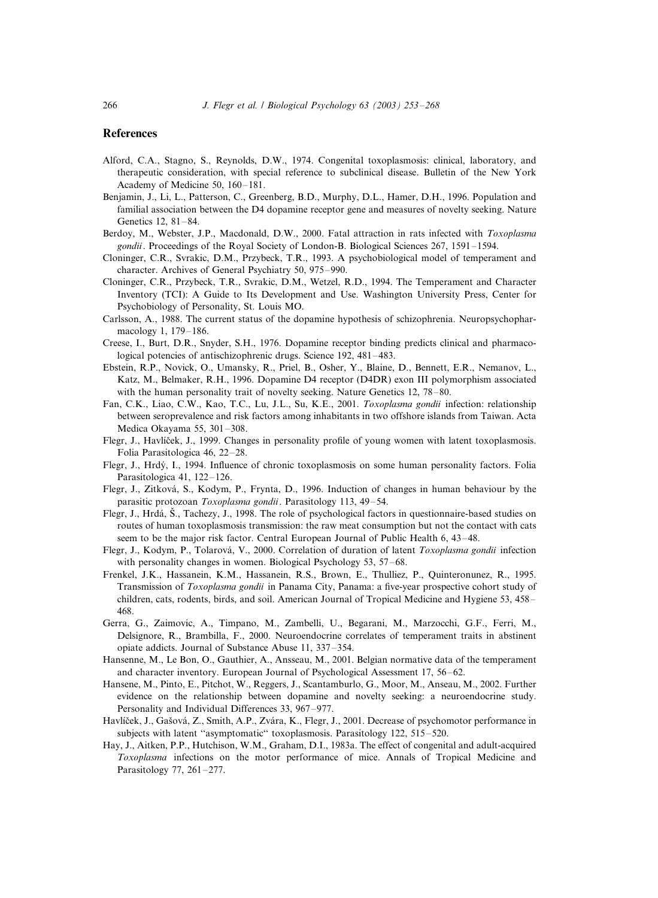# References

Alford, C.A., Stagno, S., Reynolds, D.W., 1974. Congenital toxoplasmosis: clinical, laboratory, and therapeutic consideration, with special reference to subclinical disease. Bulletin of the New York Academy of Medicine 50, 160–181.

Benjamin, J., Li, L., Patterson, C., Greenberg, B.D., Murphy, D.L., Hamer, D.H., 1996. Population and familial association between the D4 dopamine receptor gene and measures of novelty seeking. Nature Genetics 12, 81–84.

Berdoy, M., Webster, J.P., Macdonald, D.W., 2000. Fatal attraction in rats infected with *Toxoplasma gondii*. Proceedings of the Royal Society of London-B. Biological Sciences 267, 1591–1594.

Cloninger, C.R., Svrakic, D.M., Przybeck, T.R., 1993. A psychobiological model of temperament and character. Archives of General Psychiatry 50, 975–990.

Cloninger, C.R., Przybeck, T.R., Svrakic, D.M., Wetzel, R.D., 1994. The Temperament and Character Inventory (TCI): A Guide to Its Development and Use. Washington University Press, Center for Psychobiology of Personality, St. Louis MO.

Carlsson, A., 1988. The current status of the dopamine hypothesis of schizophrenia. Neuropsychopharmacology 1, 179–186.

Creese, I., Burt, D.R., Snyder, S.H., 1976. Dopamine receptor binding predicts clinical and pharmacological potencies of antischizophrenic drugs. Science 192, 481–483.

Ebstein, R.P., Novick, O., Umansky, R., Priel, B., Osher, Y., Blaine, D., Bennett, E.R., Nemanov, L., Katz, M., Belmaker, R.H., 1996. Dopamine D4 receptor (D4DR) exon III polymorphism associated with the human personality trait of novelty seeking. Nature Genetics 12, 78–80.

Fan, C.K., Liao, C.W., Kao, T.C., Lu, J.L., Su, K.E., 2001. *Toxoplasma gondii* infection: relationship between seroprevalence and risk factors among inhabitants in two offshore islands from Taiwan. Acta Medica Okayama 55, 301–308.

Flegr, J., Havlíček, J., 1999. Changes in personality profile of young women with latent toxoplasmosis. Folia Parasitologica 46, 22–28.

Flegr, J., Hrdý, I., 1994. Influence of chronic toxoplasmosis on some human personality factors. Folia Parasitologica 41, 122–126.

Flegr, J., Zitková, S., Kodym, P., Frynta, D., 1996. Induction of changes in human behaviour by the parasitic protozoan *Toxoplasma gondii*. Parasitology 113, 49–54.

Flegr, J., Hrdá, Š., Tachezy, J., 1998. The role of psychological factors in questionnaire-based studies on routes of human toxoplasmosis transmission: the raw meat consumption but not the contact with cats seem to be the major risk factor. Central European Journal of Public Health 6, 43–48.

Flegr, J., Kodym, P., Tolarová, V., 2000. Correlation of duration of latent *Toxoplasma gondii* infection with personality changes in women. Biological Psychology 53, 57–68.

Frenkel, J.K., Hassanein, K.M., Hassanein, R.S., Brown, E., Thulliez, P., Quinteronunez, R., 1995. Transmission of *Toxoplasma gondii* in Panama City, Panama: a five-year prospective cohort study of children, cats, rodents, birds, and soil. American Journal of Tropical Medicine and Hygiene 53, 458–468.

Gerra, G., Zaimovic, A., Timpano, M., Zambelli, U., Begarani, M., Marzocchi, G.F., Ferri, M., Delsignore, R., Brambilla, F., 2000. Neuroendocrine correlates of temperament traits in abstinent opiate addicts. Journal of Substance Abuse 11, 337–354.

Hansenne, M., Le Bon, O., Gauthier, A., Ansseau, M., 2001. Belgian normative data of the temperament and character inventory. European Journal of Psychological Assessment 17, 56–62.

Hansene, M., Pinto, E., Pitchot, W., Reggers, J., Scantamburlo, G., Moor, M., Anseau, M., 2002. Further evidence on the relationship between dopamine and novelty seeking: a neuroendocrine study. Personality and Individual Differences 33, 967–977.

Havlíček, J., Gašová, Z., Smith, A.P., Zvára, K., Flegr, J., 2001. Decrease of psychomotor performance in subjects with latent "asymptomatic" toxoplasmosis. Parasitology 122, 515–520.

Hay, J., Aitken, P.P., Hutchison, W.M., Graham, D.I., 1983a. The effect of congenital and adult-acquired *Toxoplasma* infections on the motor performance of mice. Annals of Tropical Medicine and Parasitology 77, 261–277.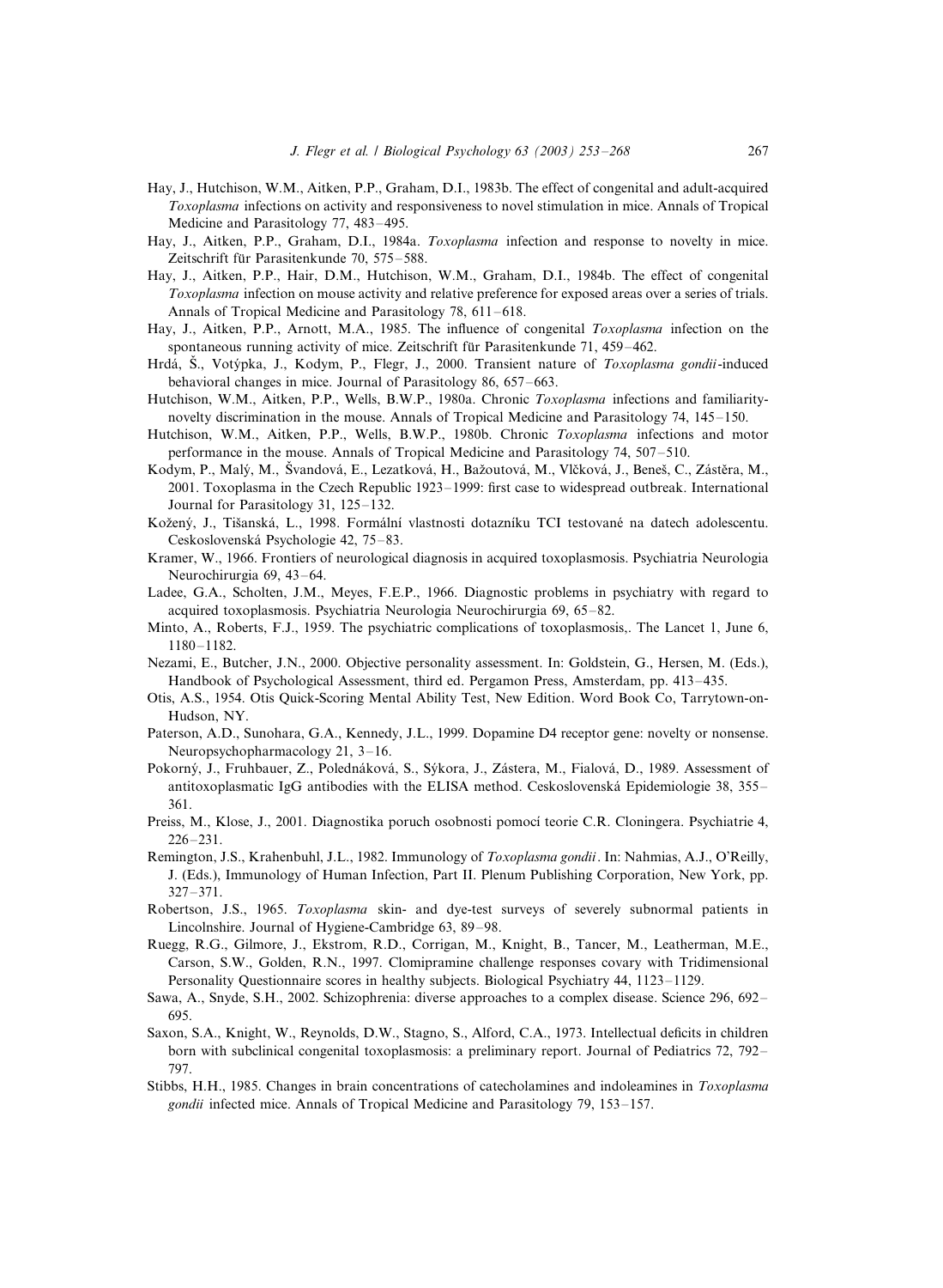Hay, J., Hutchison, W.M., Aitken, P.P., Graham, D.I., 1983b. The effect of congenital and adult-acquired *Toxoplasma* infections on activity and responsiveness to novel stimulation in mice. Annals of Tropical Medicine and Parasitology 77, 483–495.

Hay, J., Aitken, P.P., Graham, D.I., 1984a. *Toxoplasma* infection and response to novelty in mice. Zeitschrift für Parasitenkunde 70, 575–588.

Hay, J., Aitken, P.P., Hair, D.M., Hutchison, W.M., Graham, D.I., 1984b. The effect of congenital *Toxoplasma* infection on mouse activity and relative preference for exposed areas over a series of trials. Annals of Tropical Medicine and Parasitology 78, 611–618.

Hay, J., Aitken, P.P., Arnott, M.A., 1985. The influence of congenital *Toxoplasma* infection on the spontaneous running activity of mice. Zeitschrift für Parasitenkunde 71, 459–462.

Hrdá, Š., Votýpka, J., Kodym, P., Flegr, J., 2000. Transient nature of *Toxoplasma gondii*-induced behavioral changes in mice. Journal of Parasitology 86, 657–663.

Hutchison, W.M., Aitken, P.P., Wells, B.W.P., 1980a. Chronic *Toxoplasma* infections and familiarity-novelty discrimination in the mouse. Annals of Tropical Medicine and Parasitology 74, 145–150.

Hutchison, W.M., Aitken, P.P., Wells, B.W.P., 1980b. Chronic *Toxoplasma* infections and motor performance in the mouse. Annals of Tropical Medicine and Parasitology 74, 507–510.

Kodym, P., Malý, M., Švandová, E., Lezatková, H., Bažoutová, M., Vlčková, J., Beneš, C., Zástěra, M., 2001. Toxoplasma in the Czech Republic 1923–1999: first case to widespread outbreak. International Journal for Parasitology 31, 125–132.

Kožený, J., Tišanská, L., 1998. Formální vlastnosti dotazníku TCI testované na datech adolescentu. Ceskoslovenská Psychologie 42, 75–83.

Kramer, W., 1966. Frontiers of neurological diagnosis in acquired toxoplasmosis. Psychiatria Neurologia Neurochirurgia 69, 43–64.

Ladee, G.A., Scholten, J.M., Meyes, F.E.P., 1966. Diagnostic problems in psychiatry with regard to acquired toxoplasmosis. Psychiatria Neurologia Neurochirurgia 69, 65–82.

Minto, A., Roberts, F.J., 1959. The psychiatric complications of toxoplasmosis,. The Lancet 1, June 6, 1180–1182.

Nezami, E., Butcher, J.N., 2000. Objective personality assessment. In: Goldstein, G., Hersen, M. (Eds.), Handbook of Psychological Assessment, third ed. Pergamon Press, Amsterdam, pp. 413–435.

Otis, A.S., 1954. Otis Quick-Scoring Mental Ability Test, New Edition. Word Book Co, Tarrytown-on-Hudson, NY.

Paterson, A.D., Sunohara, G.A., Kennedy, J.L., 1999. Dopamine D4 receptor gene: novelty or nonsense. Neuropsychopharmacology 21, 3–16.

Pokorný, J., Fruhbauer, Z., Poledňáková, S., Sýkora, J., Zástera, M., Fialová, D., 1989. Assessment of antitoxoplasmatic IgG antibodies with the ELISA method. Ceskoslovenská Epidemiologie 38, 355–361.

Preiss, M., Klose, J., 2001. Diagnostika poruch osobnosti pomocí teorie C.R. Cloningera. Psychiatrie 4, 226–231.

Remington, J.S., Krahenbuhl, J.L., 1982. Immunology of *Toxoplasma gondii*. In: Nahmias, A.J., O'Reilly, J. (Eds.), Immunology of Human Infection, Part II. Plenum Publishing Corporation, New York, pp. 327–371.

Robertson, J.S., 1965. *Toxoplasma* skin- and dye-test surveys of severely subnormal patients in Lincolnshire. Journal of Hygiene-Cambridge 63, 89–98.

Ruegg, R.G., Gilmore, J., Ekstrom, R.D., Corrigan, M., Knight, B., Tancer, M., Leatherman, M.E., Carson, S.W., Golden, R.N., 1997. Clomipramine challenge responses covary with Tridimensional Personality Questionnaire scores in healthy subjects. Biological Psychiatry 44, 1123–1129.

Sawa, A., Snyde, S.H., 2002. Schizophrenia: diverse approaches to a complex disease. Science 296, 692–695.

Saxon, S.A., Knight, W., Reynolds, D.W., Stagno, S., Alford, C.A., 1973. Intellectual deficits in children born with subclinical congenital toxoplasmosis: a preliminary report. Journal of Pediatrics 72, 792–797.

Stibbs, H.H., 1985. Changes in brain concentrations of catecholamines and indoleamines in *Toxoplasma gondii* infected mice. Annals of Tropical Medicine and Parasitology 79, 153–157.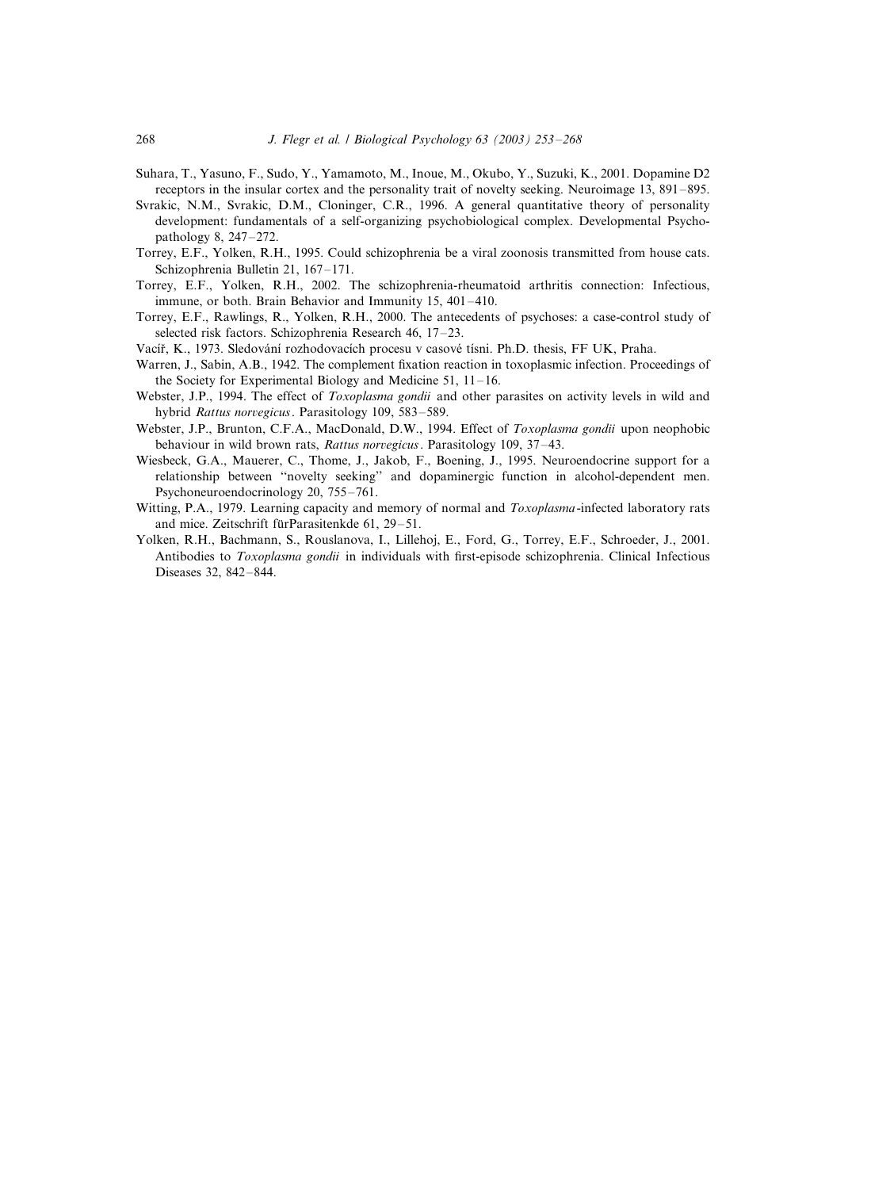Suhara, T., Yasuno, F., Sudo, Y., Yamamoto, M., Inoue, M., Okubo, Y., Suzuki, K., 2001. Dopamine D2 receptors in the insular cortex and the personality trait of novelty seeking. Neuroimage 13, 891–895.

Svrakic, N.M., Svrakic, D.M., Cloninger, C.R., 1996. A general quantitative theory of personality development: fundamentals of a self-organizing psychobiological complex. Developmental Psychopathology 8, 247–272.

Torrey, E.F., Yolken, R.H., 1995. Could schizophrenia be a viral zoonosis transmitted from house cats. Schizophrenia Bulletin 21, 167–171.

Torrey, E.F., Yolken, R.H., 2002. The schizophrenia-rheumatoid arthritis connection: Infectious, immune, or both. Brain Behavior and Immunity 15, 401–410.

Torrey, E.F., Rawlings, R., Yolken, R.H., 2000. The antecedents of psychoses: a case-control study of selected risk factors. Schizophrenia Research 46, 17–23.

Vacíř, K., 1973. Sledování rozhodovacích procesu v casové tísni. Ph.D. thesis, FF UK, Praha.

Warren, J., Sabin, A.B., 1942. The complement fixation reaction in toxoplasmic infection. Proceedings of the Society for Experimental Biology and Medicine 51, 11–16.

Webster, J.P., 1994. The effect of *Toxoplasma gondii* and other parasites on activity levels in wild and hybrid *Rattus norvegicus*. Parasitology 109, 583–589.

Webster, J.P., Brunton, C.F.A., MacDonald, D.W., 1994. Effect of *Toxoplasma gondii* upon neophobic behaviour in wild brown rats, *Rattus norvegicus*. Parasitology 109, 37–43.

Wiesbeck, G.A., Mauerer, C., Thome, J., Jakob, F., Boening, J., 1995. Neuroendocrine support for a relationship between "novelty seeking" and dopaminergic function in alcohol-dependent men. Psychoneuroendocrinology 20, 755–761.

Witting, P.A., 1979. Learning capacity and memory of normal and *Toxoplasma*-infected laboratory rats and mice. Zeitschrift fürParasitenkde 61, 29–51.

Yolken, R.H., Bachmann, S., Rouslanova, I., Lillehoj, E., Ford, G., Torrey, E.F., Schroeder, J., 2001. Antibodies to *Toxoplasma gondii* in individuals with first-episode schizophrenia. Clinical Infectious Diseases 32, 842–844.